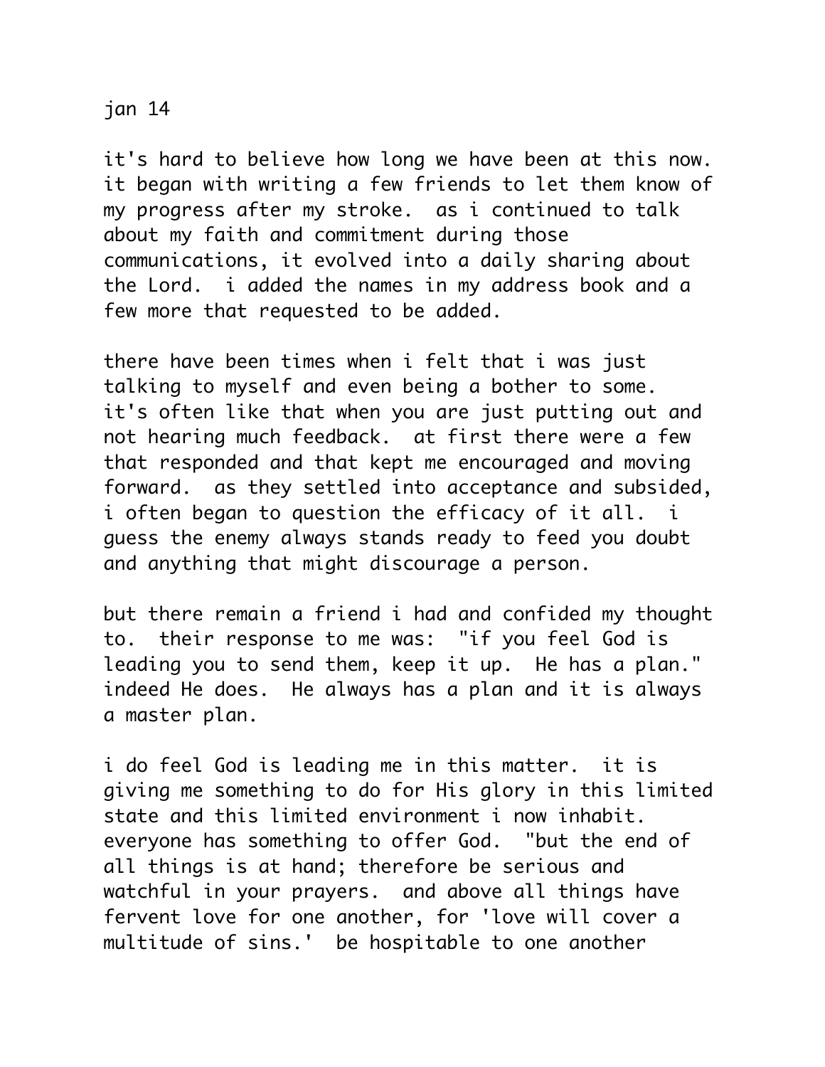jan 14

it's hard to believe how long we have been at this now. it began with writing a few friends to let them know of my progress after my stroke. as i continued to talk about my faith and commitment during those communications, it evolved into a daily sharing about the Lord. i added the names in my address book and a few more that requested to be added.

there have been times when i felt that i was just talking to myself and even being a bother to some. it's often like that when you are just putting out and not hearing much feedback. at first there were a few that responded and that kept me encouraged and moving forward. as they settled into acceptance and subsided, i often began to question the efficacy of it all. i guess the enemy always stands ready to feed you doubt and anything that might discourage a person.

but there remain a friend i had and confided my thought to. their response to me was: "if you feel God is leading you to send them, keep it up. He has a plan." indeed He does. He always has a plan and it is always a master plan.

i do feel God is leading me in this matter. it is giving me something to do for His glory in this limited state and this limited environment i now inhabit. everyone has something to offer God. "but the end of all things is at hand; therefore be serious and watchful in your prayers. and above all things have fervent love for one another, for 'love will cover a multitude of sins.' be hospitable to one another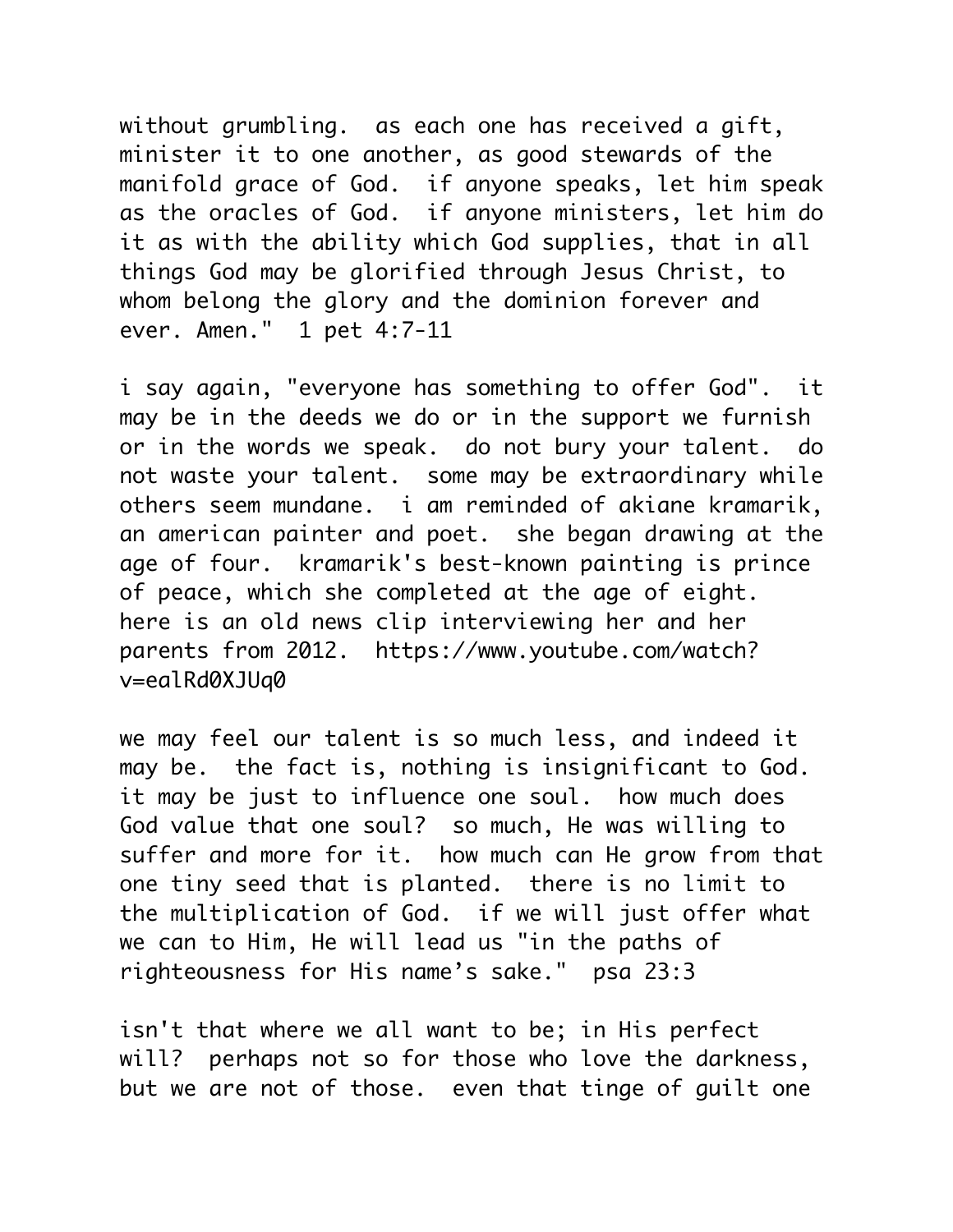without grumbling. as each one has received a gift, minister it to one another, as good stewards of the manifold grace of God. if anyone speaks, let him speak as the oracles of God. if anyone ministers, let him do it as with the ability which God supplies, that in all things God may be glorified through Jesus Christ, to whom belong the glory and the dominion forever and ever. Amen." 1 pet 4:7-11

i say again, "everyone has something to offer God". it may be in the deeds we do or in the support we furnish or in the words we speak. do not bury your talent. do not waste your talent. some may be extraordinary while others seem mundane. i am reminded of akiane kramarik, an american painter and poet. she began drawing at the age of four. kramarik's best-known painting is prince of peace, which she completed at the age of eight. here is an old news clip interviewing her and her parents from 2012. https://www.youtube.com/watch?v=ealRd0XJUq0

we may feel our talent is so much less, and indeed it may be. the fact is, nothing is insignificant to God. it may be just to influence one soul. how much does God value that one soul? so much, He was willing to suffer and more for it. how much can He grow from that one tiny seed that is planted. there is no limit to the multiplication of God. if we will just offer what we can to Him, He will lead us "in the paths of righteousness for His name's sake." psa 23:3

isn't that where we all want to be; in His perfect will? perhaps not so for those who love the darkness, but we are not of those. even that tinge of guilt one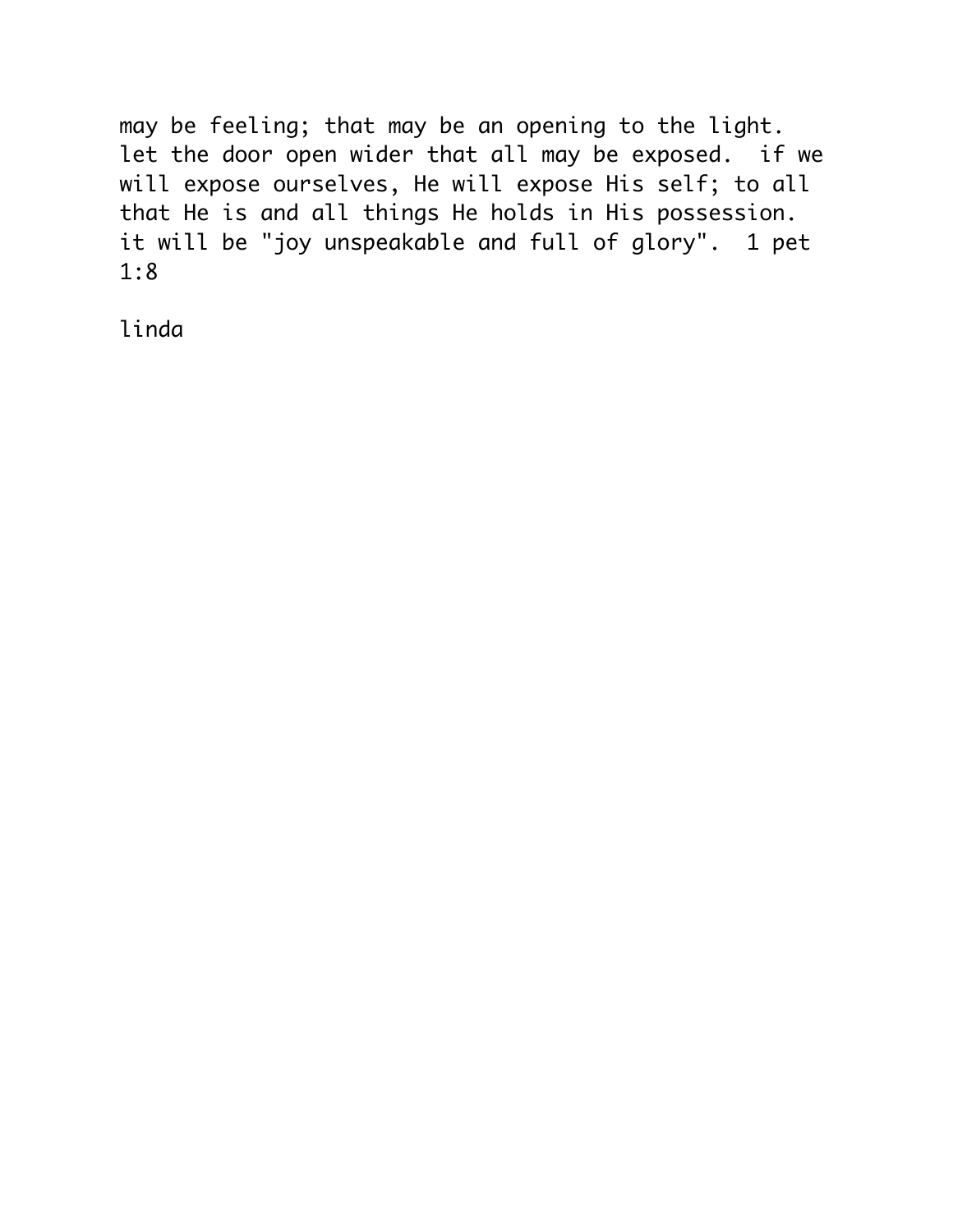may be feeling; that may be an opening to the light. let the door open wider that all may be exposed. if we will expose ourselves, He will expose His self; to all that He is and all things He holds in His possession. it will be "joy unspeakable and full of glory". 1 pet 1:8

linda